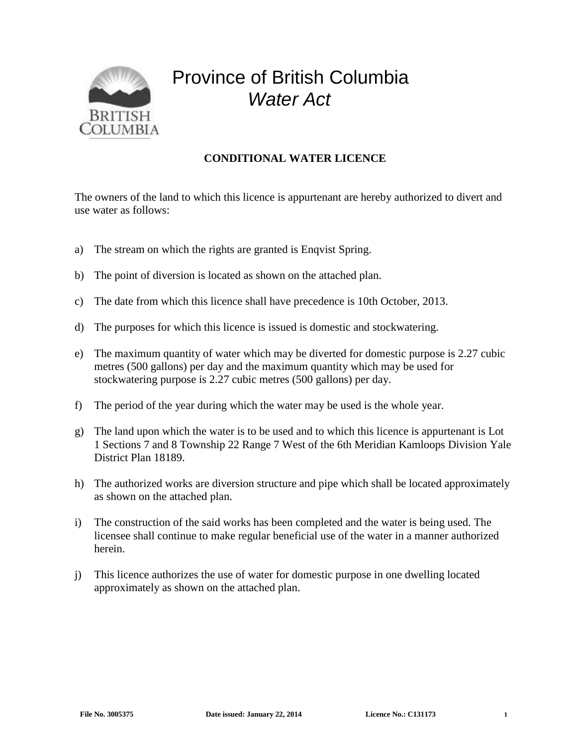# Province of British Columbia
## *Water Act*

**CONDITIONAL WATER LICENCE**

The owners of the land to which this licence is appurtenant are hereby authorized to divert and use water as follows:

a) The stream on which the rights are granted is Enqvist Spring.

b) The point of diversion is located as shown on the attached plan.

c) The date from which this licence shall have precedence is 10th October, 2013.

d) The purposes for which this licence is issued is domestic and stockwatering.

e) The maximum quantity of water which may be diverted for domestic purpose is 2.27 cubic metres (500 gallons) per day and the maximum quantity which may be used for stockwatering purpose is 2.27 cubic metres (500 gallons) per day.

f) The period of the year during which the water may be used is the whole year.

g) The land upon which the water is to be used and to which this licence is appurtenant is Lot 1 Sections 7 and 8 Township 22 Range 7 West of the 6th Meridian Kamloops Division Yale District Plan 18189.

h) The authorized works are diversion structure and pipe which shall be located approximately as shown on the attached plan.

i) The construction of the said works has been completed and the water is being used. The licensee shall continue to make regular beneficial use of the water in a manner authorized herein.

j) This licence authorizes the use of water for domestic purpose in one dwelling located approximately as shown on the attached plan.

**File No. 3005375** **Date issued: January 22, 2014** **Licence No.: C131173**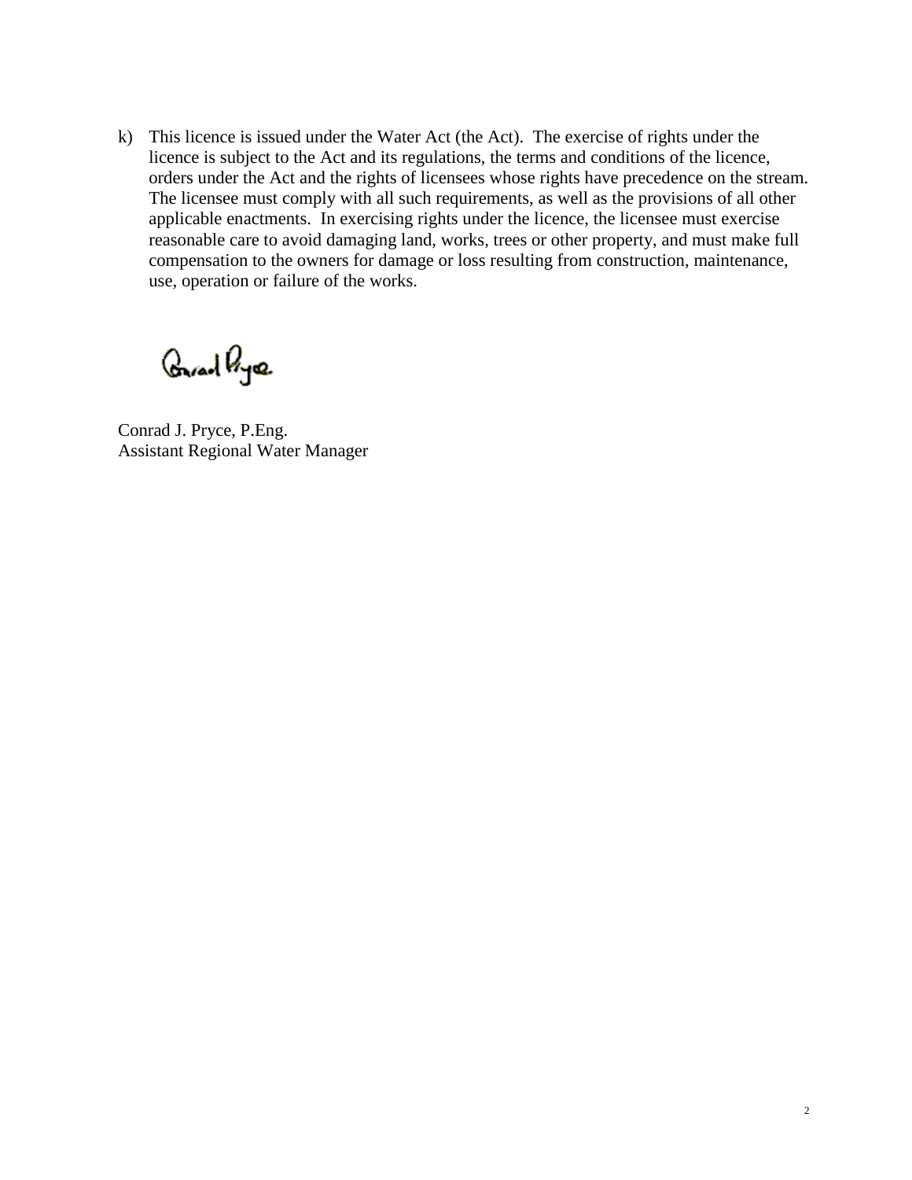k) This licence is issued under the Water Act (the Act). The exercise of rights under the licence is subject to the Act and its regulations, the terms and conditions of the licence, orders under the Act and the rights of licensees whose rights have precedence on the stream. The licensee must comply with all such requirements, as well as the provisions of all other applicable enactments. In exercising rights under the licence, the licensee must exercise reasonable care to avoid damaging land, works, trees or other property, and must make full compensation to the owners for damage or loss resulting from construction, maintenance, use, operation or failure of the works.

Conrad J. Pryce, P.Eng.
Assistant Regional Water Manager